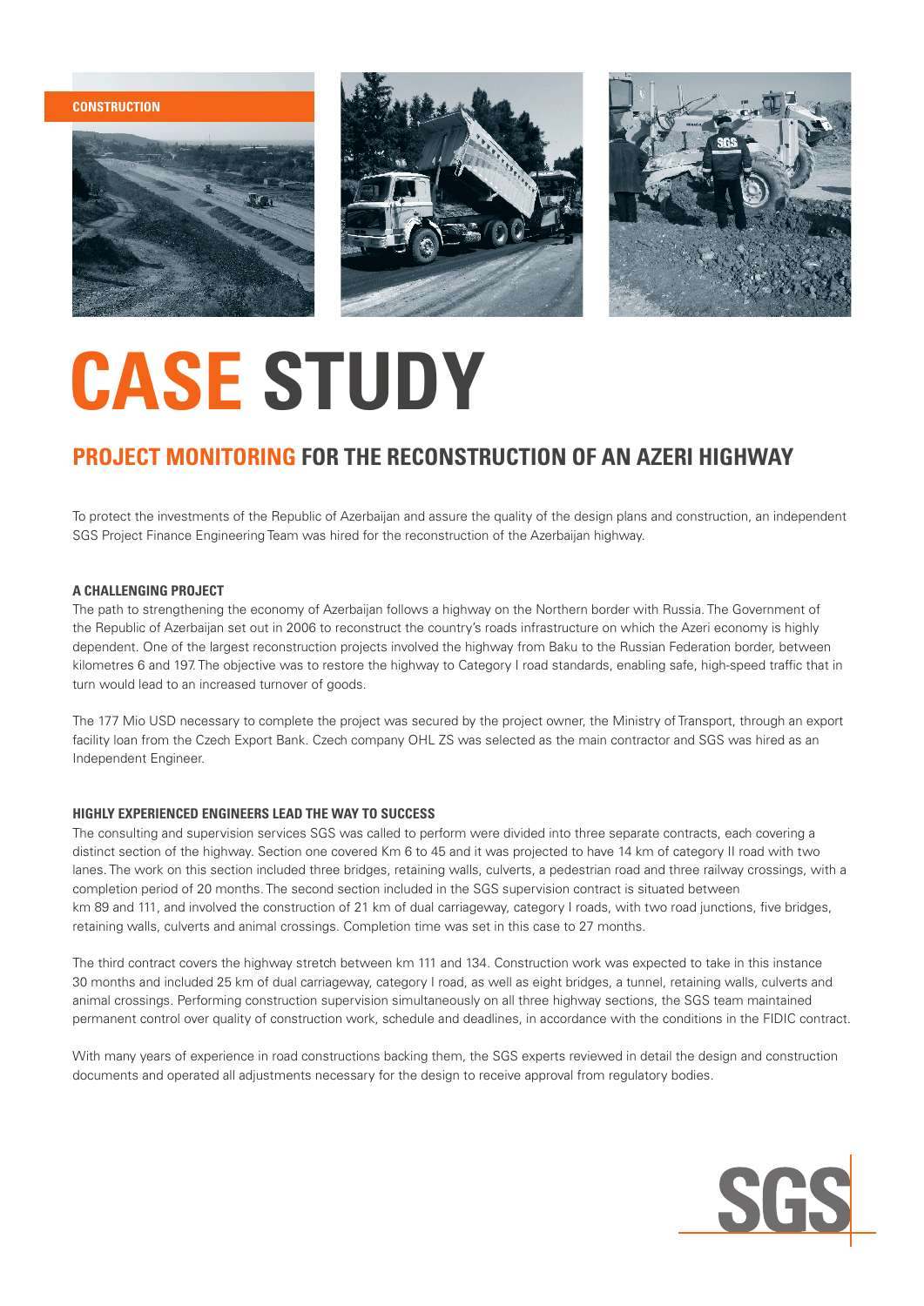CONSTRUCTION

# CASE STUDY

## PROJECT MONITORING FOR THE RECONSTRUCTION OF AN AZERI HIGHWAY

To protect the investments of the Republic of Azerbaijan and assure the quality of the design plans and construction, an independent SGS Project Finance Engineering Team was hired for the reconstruction of the Azerbaijan highway.

### A CHALLENGING PROJECT

The path to strengthening the economy of Azerbaijan follows a highway on the Northern border with Russia. The Government of the Republic of Azerbaijan set out in 2006 to reconstruct the country's roads infrastructure on which the Azeri economy is highly dependent. One of the largest reconstruction projects involved the highway from Baku to the Russian Federation border, between kilometres 6 and 197. The objective was to restore the highway to Category I road standards, enabling safe, high-speed traffic that in turn would lead to an increased turnover of goods.

The 177 Mio USD necessary to complete the project was secured by the project owner, the Ministry of Transport, through an export facility loan from the Czech Export Bank. Czech company OHL ZS was selected as the main contractor and SGS was hired as an Independent Engineer.

### HIGHLY EXPERIENCED ENGINEERS LEAD THE WAY TO SUCCESS

The consulting and supervision services SGS was called to perform were divided into three separate contracts, each covering a distinct section of the highway. Section one covered Km 6 to 45 and it was projected to have 14 km of category II road with two lanes. The work on this section included three bridges, retaining walls, culverts, a pedestrian road and three railway crossings, with a completion period of 20 months. The second section included in the SGS supervision contract is situated between km 89 and 111, and involved the construction of 21 km of dual carriageway, category I roads, with two road junctions, five bridges, retaining walls, culverts and animal crossings. Completion time was set in this case to 27 months.

The third contract covers the highway stretch between km 111 and 134. Construction work was expected to take in this instance 30 months and included 25 km of dual carriageway, category I road, as well as eight bridges, a tunnel, retaining walls, culverts and animal crossings. Performing construction supervision simultaneously on all three highway sections, the SGS team maintained permanent control over quality of construction work, schedule and deadlines, in accordance with the conditions in the FIDIC contract.

With many years of experience in road constructions backing them, the SGS experts reviewed in detail the design and construction documents and operated all adjustments necessary for the design to receive approval from regulatory bodies.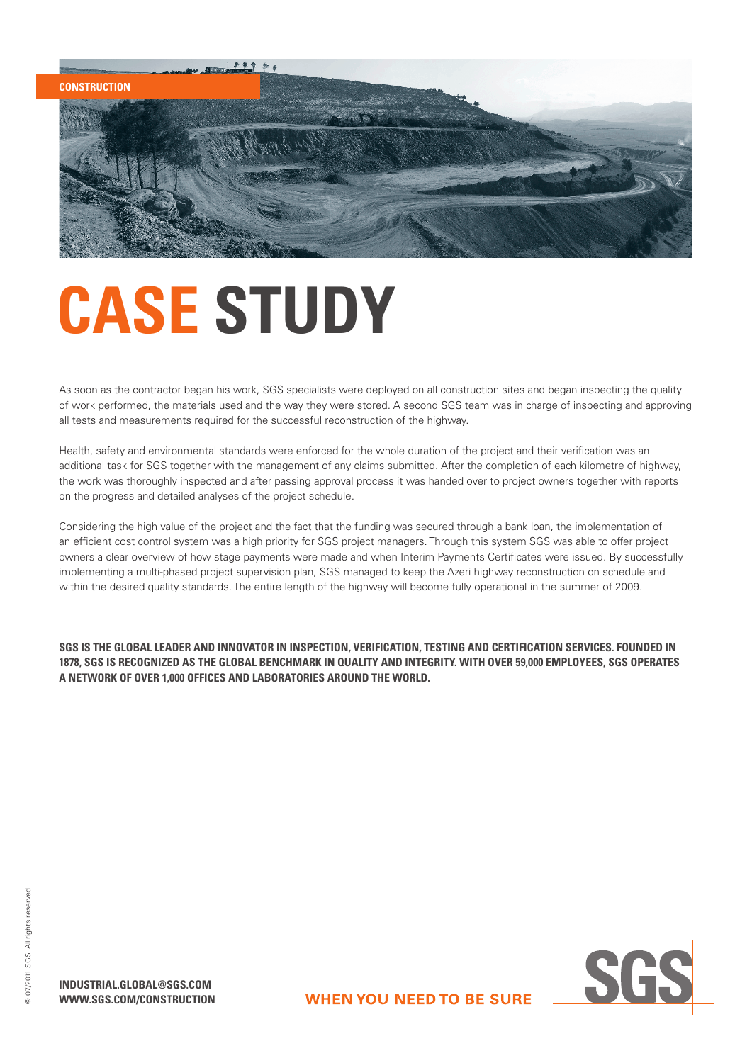CONSTRUCTION

# CASE STUDY

As soon as the contractor began his work, SGS specialists were deployed on all construction sites and began inspecting the quality of work performed, the materials used and the way they were stored. A second SGS team was in charge of inspecting and approving all tests and measurements required for the successful reconstruction of the highway.

Health, safety and environmental standards were enforced for the whole duration of the project and their verification was an additional task for SGS together with the management of any claims submitted. After the completion of each kilometre of highway, the work was thoroughly inspected and after passing approval process it was handed over to project owners together with reports on the progress and detailed analyses of the project schedule.

Considering the high value of the project and the fact that the funding was secured through a bank loan, the implementation of an efficient cost control system was a high priority for SGS project managers. Through this system SGS was able to offer project owners a clear overview of how stage payments were made and when Interim Payments Certificates were issued. By successfully implementing a multi-phased project supervision plan, SGS managed to keep the Azeri highway reconstruction on schedule and within the desired quality standards. The entire length of the highway will become fully operational in the summer of 2009.

**SGS IS THE GLOBAL LEADER AND INNOVATOR IN INSPECTION, VERIFICATION, TESTING AND CERTIFICATION SERVICES. FOUNDED IN 1878, SGS IS RECOGNIZED AS THE GLOBAL BENCHMARK IN QUALITY AND INTEGRITY. WITH OVER 59,000 EMPLOYEES, SGS OPERATES A NETWORK OF OVER 1,000 OFFICES AND LABORATORIES AROUND THE WORLD.**

© 07/2011 SGS. All rights reserved.

**INDUSTRIAL.GLOBAL@SGS.COM**
**WWW.SGS.COM/CONSTRUCTION**

**WHEN YOU NEED TO BE SURE**

SGS